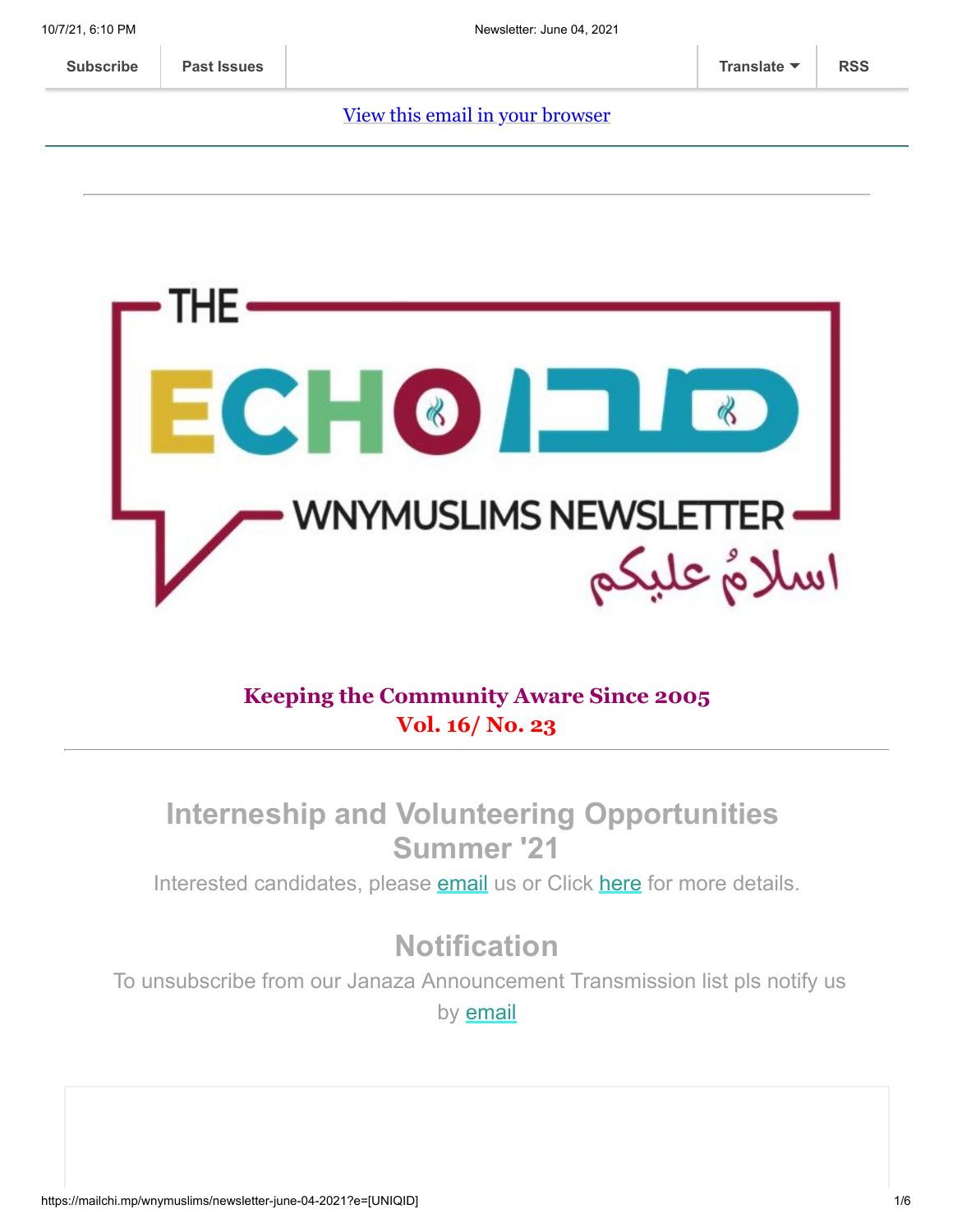Subscribe | Past Issues | Translate | RSS

View this email in your browser

THE ECHO صدى

WNYMUSLIMS NEWSLETTER

اسلامٌ عليكم

**Keeping the Community Aware Since 2005**
**Vol. 16/ No. 23**

---

## Interneship and Volunteering Opportunities Summer '21

Interested candidates, please email us or Click here for more details.

## Notification

To unsubscribe from our Janaza Announcement Transmission list pls notify us by email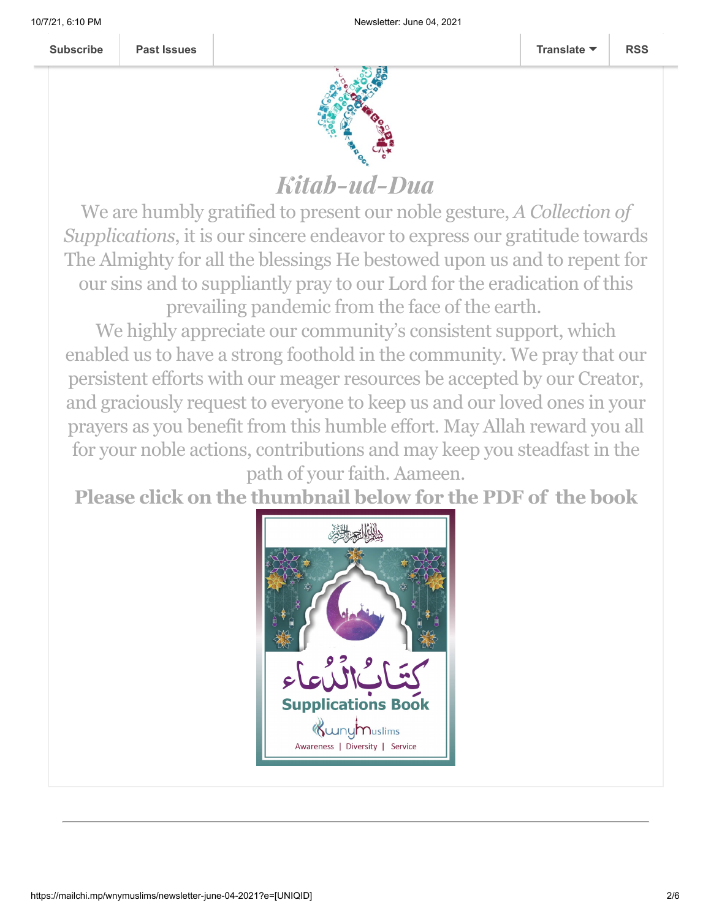Subscribe | Past Issues | Translate | RSS

# *Kitab-ud-Dua*

We are humbly gratified to present our noble gesture, *A Collection of Supplications*, it is our sincere endeavor to express our gratitude towards The Almighty for all the blessings He bestowed upon us and to repent for our sins and to suppliantly pray to our Lord for the eradication of this prevailing pandemic from the face of the earth.

We highly appreciate our community's consistent support, which enabled us to have a strong foothold in the community. We pray that our persistent efforts with our meager resources be accepted by our Creator, and graciously request to everyone to keep us and our loved ones in your prayers as you benefit from this humble effort. May Allah reward you all for your noble actions, contributions and may keep you steadfast in the path of your faith. Aameen.

**Please click on the thumbnail below for the PDF of the book**

كِتَابُ الدُّعَاء

Supplications Book

WNY Muslims

Awareness | Diversity | Service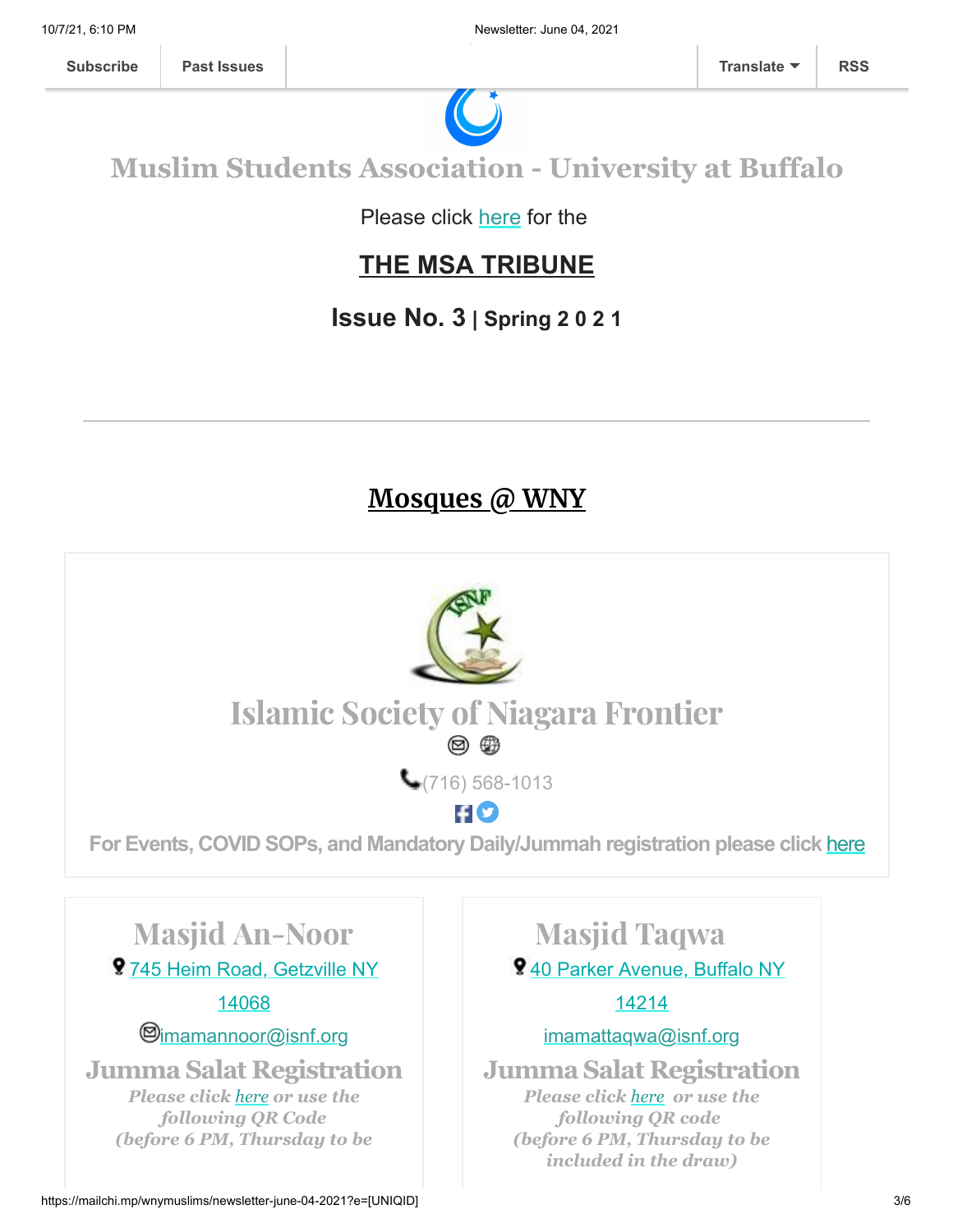Subscribe | Past Issues | Translate | RSS

# Muslim Students Association - University at Buffalo

Please click here for the

## THE MSA TRIBUNE

### Issue No. 3 | Spring 2 0 2 1

---

## Mosques @ WNY

## Islamic Society of Niagara Frontier

(716) 568-1013

**For Events, COVID SOPs, and Mandatory Daily/Jummah registration please click here**

## Masjid An-Noor

745 Heim Road, Getzville NY 14068

imamannoor@isnf.org

### Jumma Salat Registration

*Please click here or use the following QR Code (before 6 PM, Thursday to be*

## Masjid Taqwa

40 Parker Avenue, Buffalo NY 14214

imamattaqwa@isnf.org

### Jumma Salat Registration

*Please click here or use the following QR code (before 6 PM, Thursday to be included in the draw)*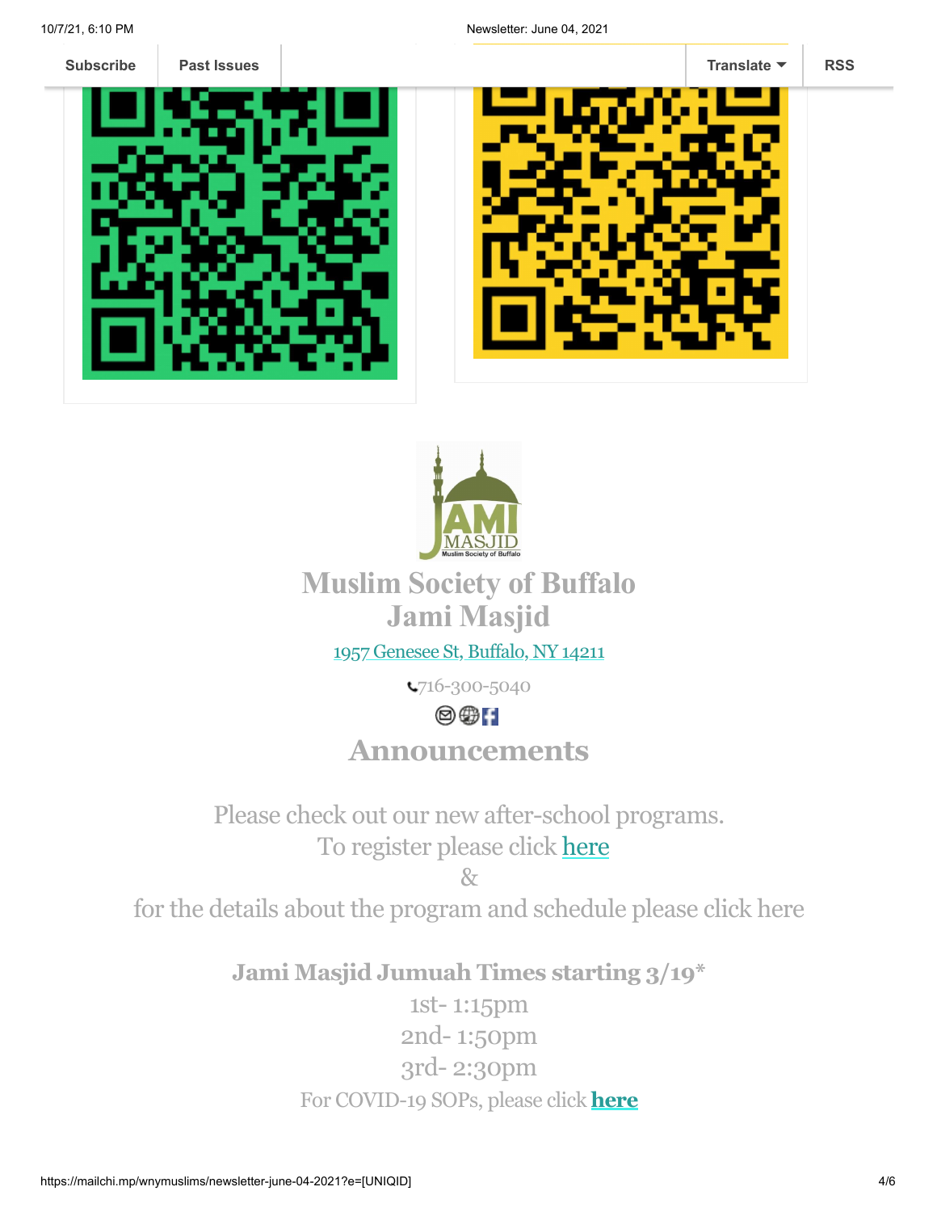# Muslim Society of Buffalo
# Jami Masjid

[1957 Genesee St, Buffalo, NY 14211](#)

716-300-5040

## Announcements

Please check out our new after-school programs.
To register please click [here](#)
&
for the details about the program and schedule please click here

**Jami Masjid Jumuah Times starting 3/19***

1st- 1:15pm
2nd- 1:50pm
3rd- 2:30pm

For COVID-19 SOPs, please click **[here](#)**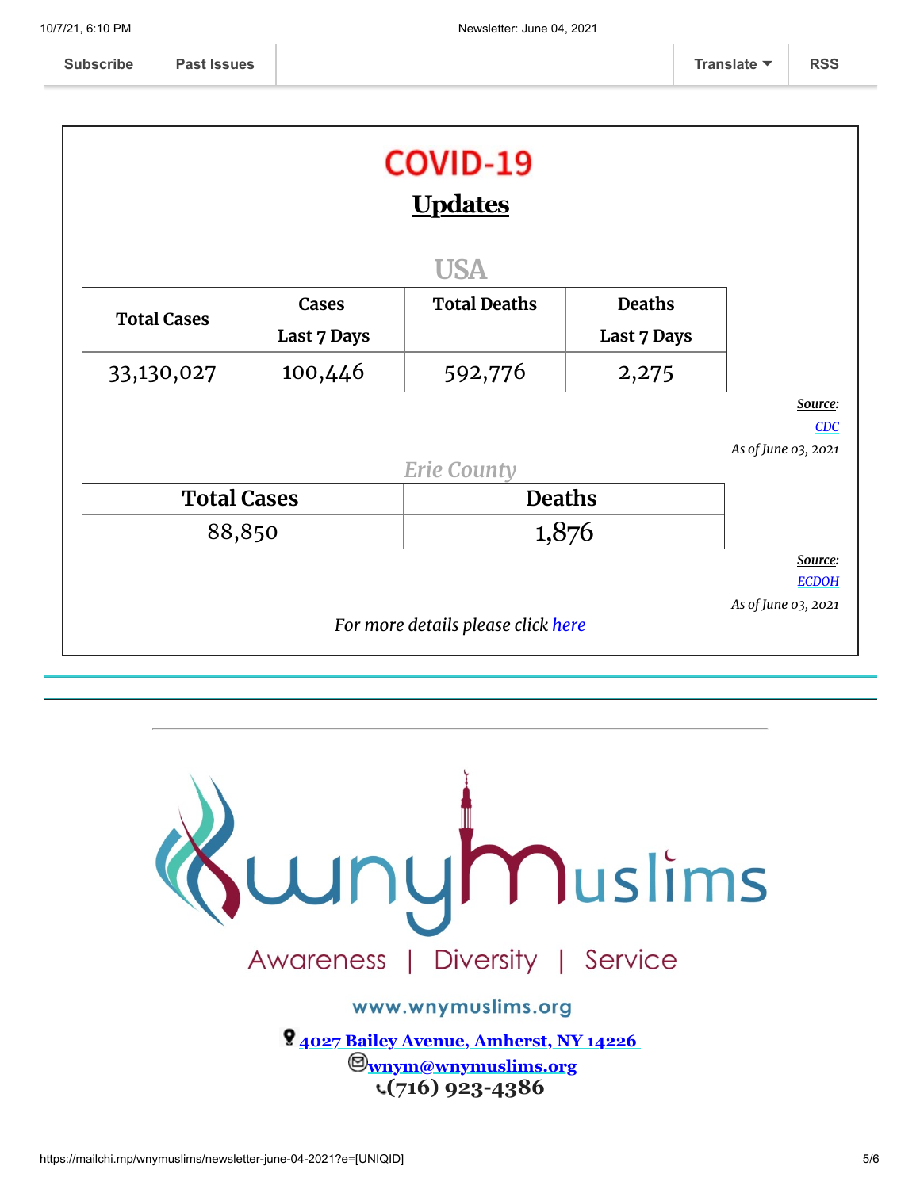Subscribe | Past Issues | Translate | RSS

# COVID-19

## Updates

### USA

| Total Cases | Cases Last 7 Days | Total Deaths | Deaths Last 7 Days |
|---|---|---|---|
| 33,130,027 | 100,446 | 592,776 | 2,275 |

***Source:*** *CDC*
*As of June 03, 2021*

### *Erie County*

| Total Cases | Deaths |
|---|---|
| 88,850 | 1,876 |

***Source:*** *ECDOH*
*As of June 03, 2021*

*For more details please click here*

---

wnyMuslims

Awareness | Diversity | Service

www.wnymuslims.org

**4027 Bailey Avenue, Amherst, NY 14226**
**wnym@wnymuslims.org**
**(716) 923-4386**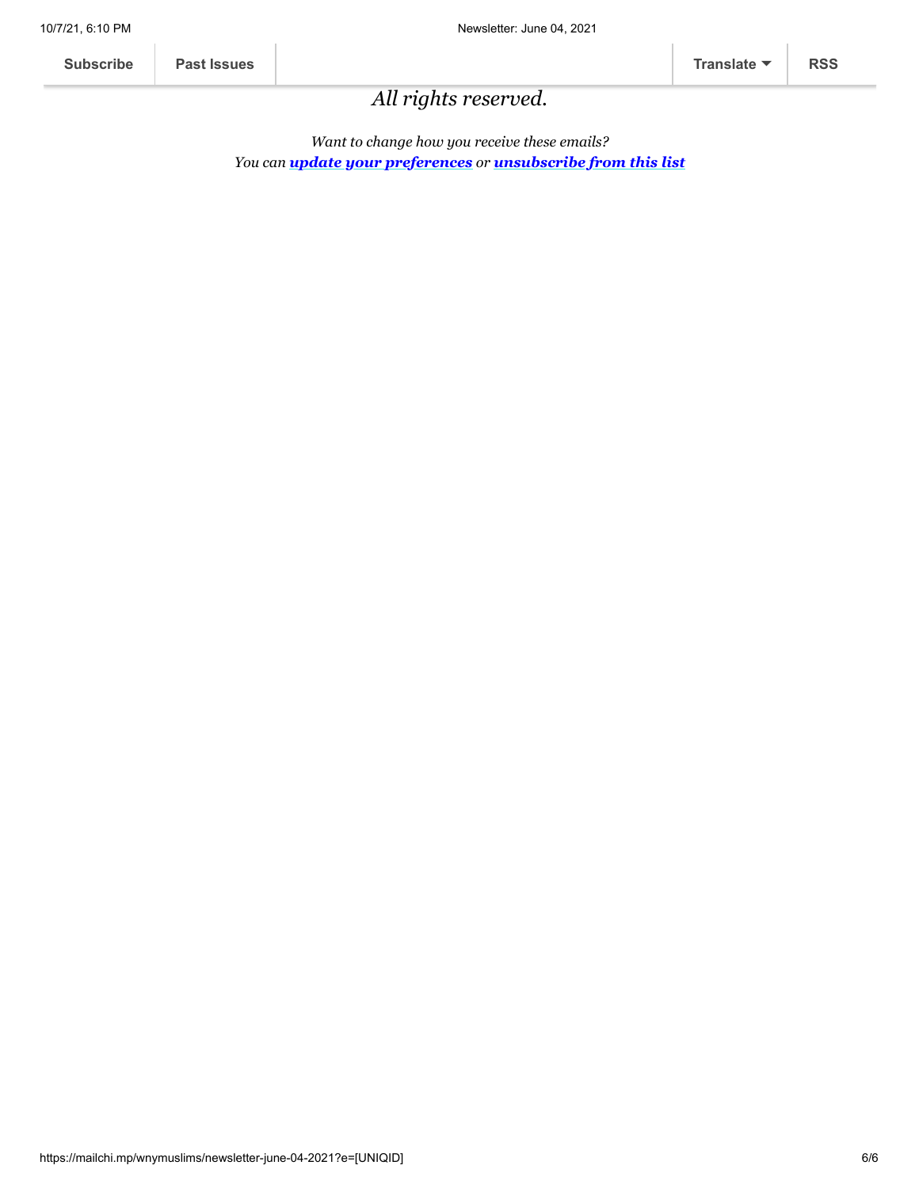*All rights reserved.*

*Want to change how you receive these emails?*
*You can **update your preferences** or **unsubscribe from this list***